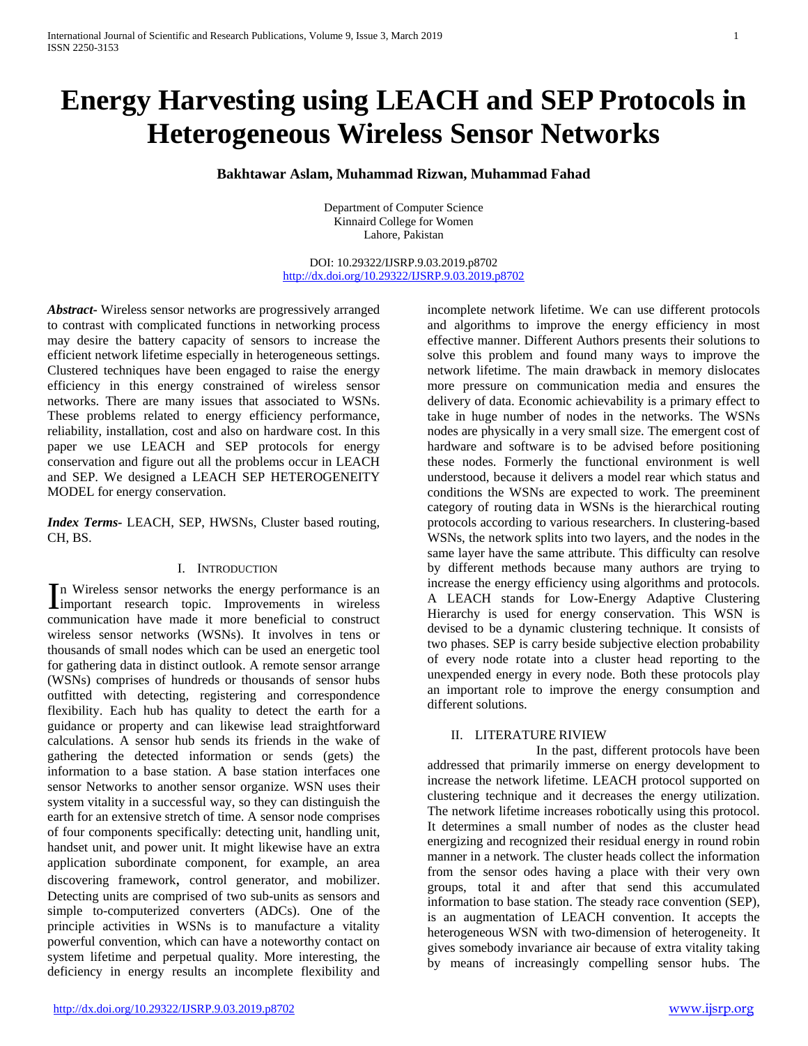# Energy Harvesting using LEACH and SEP Protocols in Heterogeneous Wireless Sensor Networks

**Bakhtawar Aslam, Muhammad Rizwan, Muhammad Fahad**

Department of Computer Science
Kinnaird College for Women
Lahore, Pakistan

DOI: 10.29322/IJSRP.9.03.2019.p8702
http://dx.doi.org/10.29322/IJSRP.9.03.2019.p8702

***Abstract***- Wireless sensor networks are progressively arranged to contrast with complicated functions in networking process may desire the battery capacity of sensors to increase the efficient network lifetime especially in heterogeneous settings. Clustered techniques have been engaged to raise the energy efficiency in this energy constrained of wireless sensor networks. There are many issues that associated to WSNs. These problems related to energy efficiency performance, reliability, installation, cost and also on hardware cost. In this paper we use LEACH and SEP protocols for energy conservation and figure out all the problems occur in LEACH and SEP. We designed a LEACH SEP HETEROGENEITY MODEL for energy conservation.

***Index Terms***- LEACH, SEP, HWSNs, Cluster based routing, CH, BS.

## I. Introduction

In Wireless sensor networks the energy performance is an important research topic. Improvements in wireless communication have made it more beneficial to construct wireless sensor networks (WSNs). It involves in tens or thousands of small nodes which can be used an energetic tool for gathering data in distinct outlook. A remote sensor arrange (WSNs) comprises of hundreds or thousands of sensor hubs outfitted with detecting, registering and correspondence flexibility. Each hub has quality to detect the earth for a guidance or property and can likewise lead straightforward calculations. A sensor hub sends its friends in the wake of gathering the detected information or sends (gets) the information to a base station. A base station interfaces one sensor Networks to another sensor organize. WSN uses their system vitality in a successful way, so they can distinguish the earth for an extensive stretch of time. A sensor node comprises of four components specifically: detecting unit, handling unit, handset unit, and power unit. It might likewise have an extra application subordinate component, for example, an area discovering framework, control generator, and mobilizer. Detecting units are comprised of two sub-units as sensors and simple to-computerized converters (ADCs). One of the principle activities in WSNs is to manufacture a vitality powerful convention, which can have a noteworthy contact on system lifetime and perpetual quality. More interesting, the deficiency in energy results an incomplete flexibility and incomplete network lifetime. We can use different protocols and algorithms to improve the energy efficiency in most effective manner. Different Authors presents their solutions to solve this problem and found many ways to improve the network lifetime. The main drawback in memory dislocates more pressure on communication media and ensures the delivery of data. Economic achievability is a primary effect to take in huge number of nodes in the networks. The WSNs nodes are physically in a very small size. The emergent cost of hardware and software is to be advised before positioning these nodes. Formerly the functional environment is well understood, because it delivers a model rear which status and conditions the WSNs are expected to work. The preeminent category of routing data in WSNs is the hierarchical routing protocols according to various researchers. In clustering-based WSNs, the network splits into two layers, and the nodes in the same layer have the same attribute. This difficulty can resolve by different methods because many authors are trying to increase the energy efficiency using algorithms and protocols. A LEACH stands for Low-Energy Adaptive Clustering Hierarchy is used for energy conservation. This WSN is devised to be a dynamic clustering technique. It consists of two phases. SEP is carry beside subjective election probability of every node rotate into a cluster head reporting to the unexpended energy in every node. Both these protocols play an important role to improve the energy consumption and different solutions.

## II. LITERATURE RIVIEW

In the past, different protocols have been addressed that primarily immerse on energy development to increase the network lifetime. LEACH protocol supported on clustering technique and it decreases the energy utilization. The network lifetime increases robotically using this protocol. It determines a small number of nodes as the cluster head energizing and recognized their residual energy in round robin manner in a network. The cluster heads collect the information from the sensor odes having a place with their very own groups, total it and after that send this accumulated information to base station. The steady race convention (SEP), is an augmentation of LEACH convention. It accepts the heterogeneous WSN with two-dimension of heterogeneity. It gives somebody invariance air because of extra vitality taking by means of increasingly compelling sensor hubs. The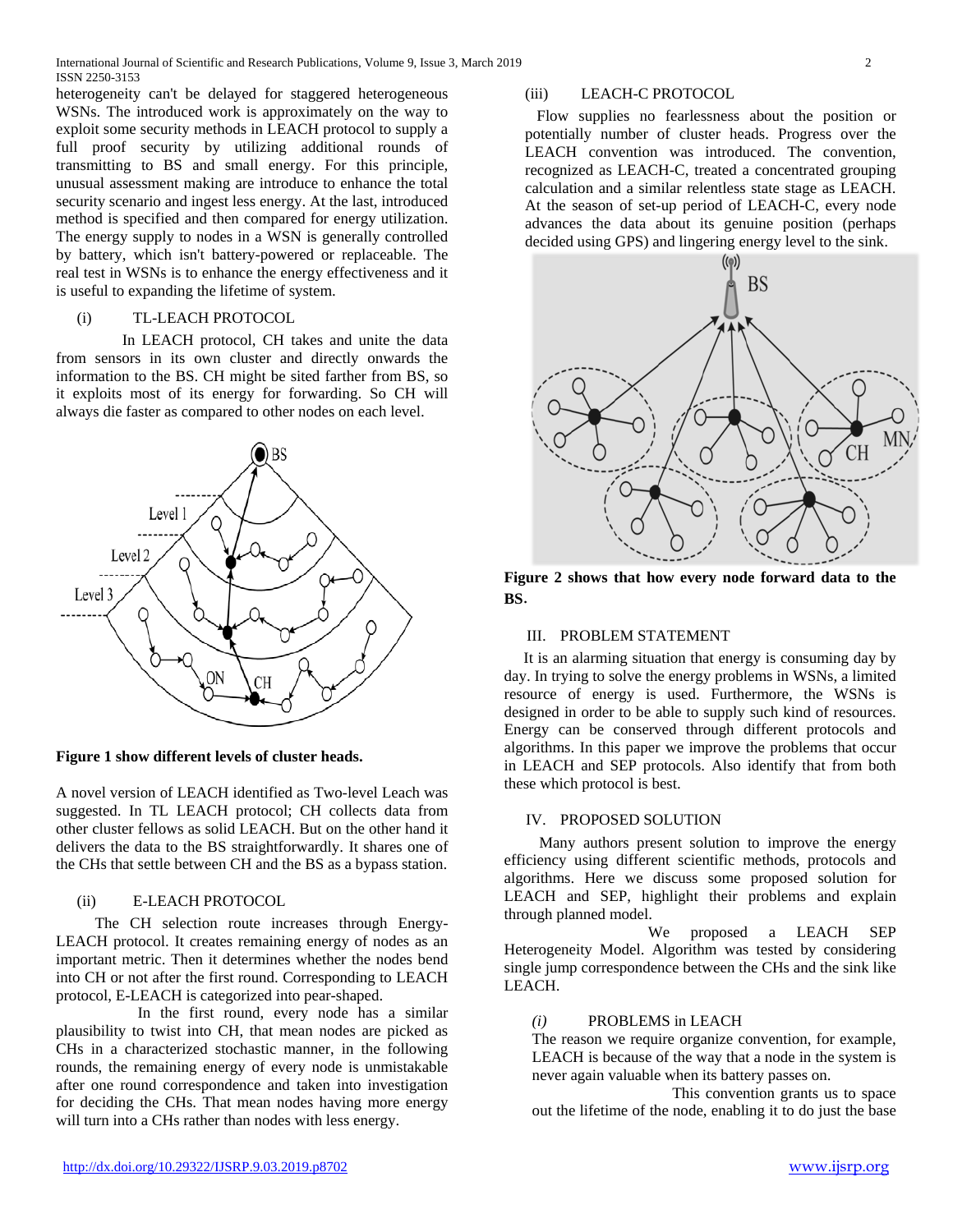heterogeneity can't be delayed for staggered heterogeneous WSNs. The introduced work is approximately on the way to exploit some security methods in LEACH protocol to supply a full proof security by utilizing additional rounds of transmitting to BS and small energy. For this principle, unusual assessment making are introduce to enhance the total security scenario and ingest less energy. At the last, introduced method is specified and then compared for energy utilization. The energy supply to nodes in a WSN is generally controlled by battery, which isn't battery-powered or replaceable. The real test in WSNs is to enhance the energy effectiveness and it is useful to expanding the lifetime of system.

(i) TL-LEACH PROTOCOL

In LEACH protocol, CH takes and unite the data from sensors in its own cluster and directly onwards the information to the BS. CH might be sited farther from BS, so it exploits most of its energy for forwarding. So CH will always die faster as compared to other nodes on each level.

**Figure 1 show different levels of cluster heads.**

A novel version of LEACH identified as Two-level Leach was suggested. In TL LEACH protocol; CH collects data from other cluster fellows as solid LEACH. But on the other hand it delivers the data to the BS straightforwardly. It shares one of the CHs that settle between CH and the BS as a bypass station.

(ii) E-LEACH PROTOCOL

The CH selection route increases through Energy-LEACH protocol. It creates remaining energy of nodes as an important metric. Then it determines whether the nodes bend into CH or not after the first round. Corresponding to LEACH protocol, E-LEACH is categorized into pear-shaped.

In the first round, every node has a similar plausibility to twist into CH, that mean nodes are picked as CHs in a characterized stochastic manner, in the following rounds, the remaining energy of every node is unmistakable after one round correspondence and taken into investigation for deciding the CHs. That mean nodes having more energy will turn into a CHs rather than nodes with less energy.

(iii) LEACH-C PROTOCOL

Flow supplies no fearlessness about the position or potentially number of cluster heads. Progress over the LEACH convention was introduced. The convention, recognized as LEACH-C, treated a concentrated grouping calculation and a similar relentless state stage as LEACH. At the season of set-up period of LEACH-C, every node advances the data about its genuine position (perhaps decided using GPS) and lingering energy level to the sink.

**Figure 2 shows that how every node forward data to the BS.**

## III. PROBLEM STATEMENT

It is an alarming situation that energy is consuming day by day. In trying to solve the energy problems in WSNs, a limited resource of energy is used. Furthermore, the WSNs is designed in order to be able to supply such kind of resources. Energy can be conserved through different protocols and algorithms. In this paper we improve the problems that occur in LEACH and SEP protocols. Also identify that from both these which protocol is best.

## IV. PROPOSED SOLUTION

Many authors present solution to improve the energy efficiency using different scientific methods, protocols and algorithms. Here we discuss some proposed solution for LEACH and SEP, highlight their problems and explain through planned model.

We proposed a LEACH SEP Heterogeneity Model. Algorithm was tested by considering single jump correspondence between the CHs and the sink like LEACH.

*(i)* PROBLEMS in LEACH

The reason we require organize convention, for example, LEACH is because of the way that a node in the system is never again valuable when its battery passes on.

This convention grants us to space out the lifetime of the node, enabling it to do just the base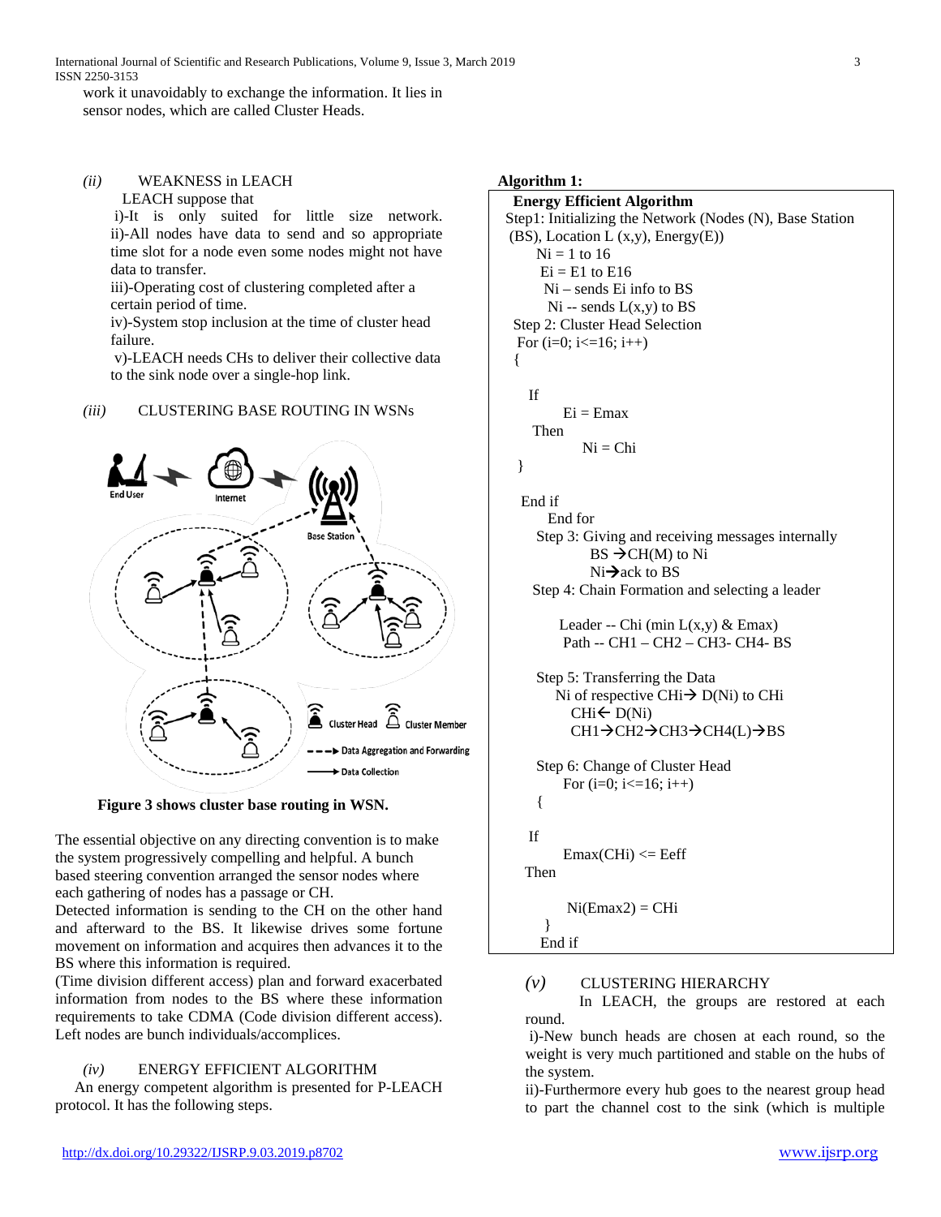work it unavoidably to exchange the information. It lies in sensor nodes, which are called Cluster Heads.

*(ii)* WEAKNESS in LEACH

LEACH suppose that

i)-It is only suited for little size network.
ii)-All nodes have data to send and so appropriate time slot for a node even some nodes might not have data to transfer.
iii)-Operating cost of clustering completed after a certain period of time.
iv)-System stop inclusion at the time of cluster head failure.
v)-LEACH needs CHs to deliver their collective data to the sink node over a single-hop link.

*(iii)* CLUSTERING BASE ROUTING IN WSNs

**Figure 3 shows cluster base routing in WSN.**

The essential objective on any directing convention is to make the system progressively compelling and helpful. A bunch based steering convention arranged the sensor nodes where each gathering of nodes has a passage or CH.
Detected information is sending to the CH on the other hand and afterward to the BS. It likewise drives some fortune movement on information and acquires then advances it to the BS where this information is required.
(Time division different access) plan and forward exacerbated information from nodes to the BS where these information requirements to take CDMA (Code division different access). Left nodes are bunch individuals/accomplices.

*(iv)* ENERGY EFFICIENT ALGORITHM

An energy competent algorithm is presented for P-LEACH protocol. It has the following steps.

**Algorithm 1:**

```
Energy Efficient Algorithm
Step1: Initializing the Network (Nodes (N), Base Station
(BS), Location L (x,y), Energy(E))
    Ni = 1 to 16
    Ei = E1 to E16
    Ni – sends Ei info to BS
    Ni -- sends L(x,y) to BS
Step 2: Cluster Head Selection
For (i=0; i<=16; i++)
{

  If
      Ei = Emax
  Then
      Ni = Chi
}

End if
  End for
Step 3: Giving and receiving messages internally
      BS →CH(M) to Ni
      Ni→ack to BS
Step 4: Chain Formation and selecting a leader

    Leader -- Chi (min L(x,y) & Emax)
    Path -- CH1 – CH2 – CH3- CH4- BS

Step 5: Transferring the Data
    Ni of respective CHi→ D(Ni) to CHi
      CHi← D(Ni)
      CH1→CH2→CH3→CH4(L)→BS

Step 6: Change of Cluster Head
    For (i=0; i<=16; i++)
  {

 If
    Emax(CHi) <= Eeff
 Then

    Ni(Emax2) = CHi
  }
 End if
```

*(v)* CLUSTERING HIERARCHY

In LEACH, the groups are restored at each round.

i)-New bunch heads are chosen at each round, so the weight is very much partitioned and stable on the hubs of the system.
ii)-Furthermore every hub goes to the nearest group head to part the channel cost to the sink (which is multiple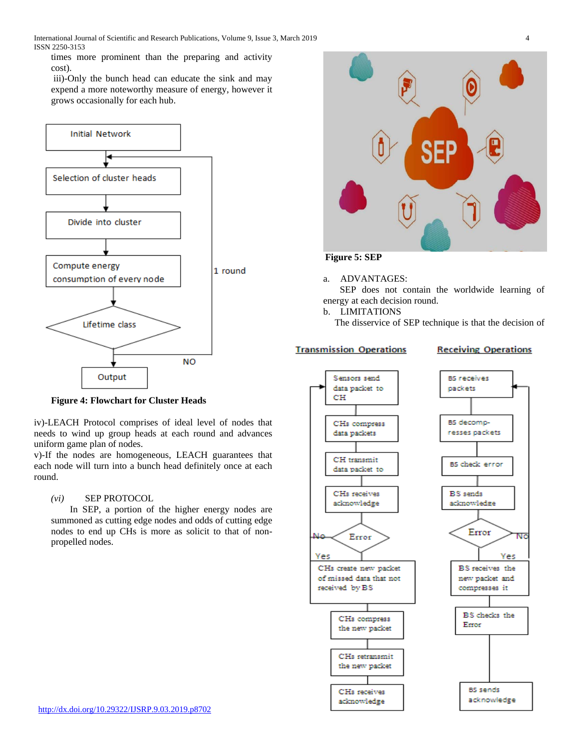times more prominent than the preparing and activity cost).

iii)-Only the bunch head can educate the sink and may expend a more noteworthy measure of energy, however it grows occasionally for each hub.

Figure 4: Flowchart for Cluster Heads

iv)-LEACH Protocol comprises of ideal level of nodes that needs to wind up group heads at each round and advances uniform game plan of nodes.

v)-If the nodes are homogeneous, LEACH guarantees that each node will turn into a bunch head definitely once at each round.

*(vi)* SEP PROTOCOL

In SEP, a portion of the higher energy nodes are summoned as cutting edge nodes and odds of cutting edge nodes to end up CHs is more as solicit to that of non-propelled nodes.

Figure 5: SEP

a. ADVANTAGES:

SEP does not contain the worldwide learning of energy at each decision round.

b. LIMITATIONS

The disservice of SEP technique is that the decision of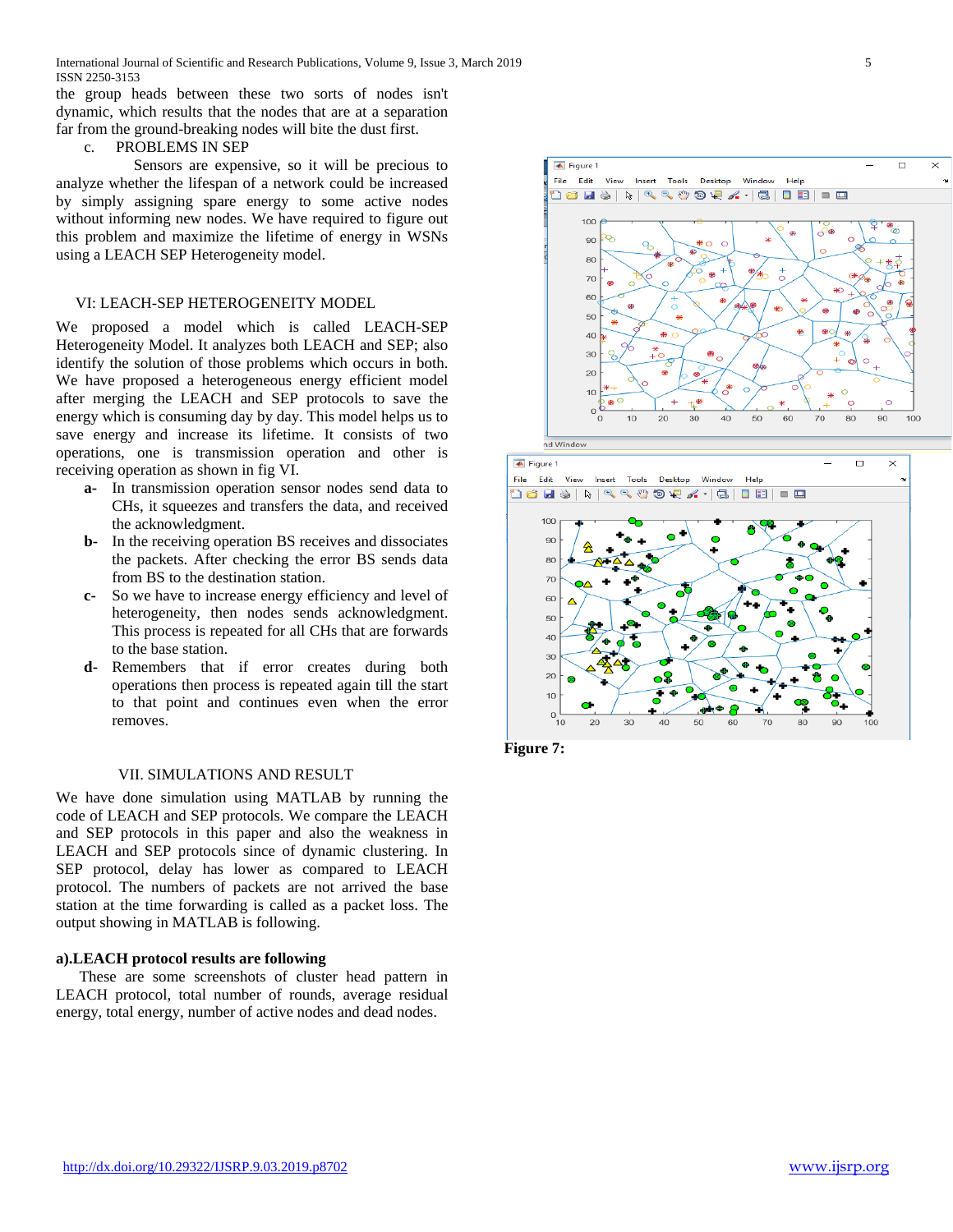the group heads between these two sorts of nodes isn't dynamic, which results that the nodes that are at a separation far from the ground-breaking nodes will bite the dust first.

c. PROBLEMS IN SEP

Sensors are expensive, so it will be precious to analyze whether the lifespan of a network could be increased by simply assigning spare energy to some active nodes without informing new nodes. We have required to figure out this problem and maximize the lifetime of energy in WSNs using a LEACH SEP Heterogeneity model.

## VI: LEACH-SEP HETEROGENEITY MODEL

We proposed a model which is called LEACH-SEP Heterogeneity Model. It analyzes both LEACH and SEP; also identify the solution of those problems which occurs in both. We have proposed a heterogeneous energy efficient model after merging the LEACH and SEP protocols to save the energy which is consuming day by day. This model helps us to save energy and increase its lifetime. It consists of two operations, one is transmission operation and other is receiving operation as shown in fig VI.

- **a-** In transmission operation sensor nodes send data to CHs, it squeezes and transfers the data, and received the acknowledgment.
- **b-** In the receiving operation BS receives and dissociates the packets. After checking the error BS sends data from BS to the destination station.
- **c-** So we have to increase energy efficiency and level of heterogeneity, then nodes sends acknowledgment. This process is repeated for all CHs that are forwards to the base station.
- **d-** Remembers that if error creates during both operations then process is repeated again till the start to that point and continues even when the error removes.

## VII. SIMULATIONS AND RESULT

We have done simulation using MATLAB by running the code of LEACH and SEP protocols. We compare the LEACH and SEP protocols in this paper and also the weakness in LEACH and SEP protocols since of dynamic clustering. In SEP protocol, delay has lower as compared to LEACH protocol. The numbers of packets are not arrived the base station at the time forwarding is called as a packet loss. The output showing in MATLAB is following.

### a).LEACH protocol results are following

These are some screenshots of cluster head pattern in LEACH protocol, total number of rounds, average residual energy, total energy, number of active nodes and dead nodes.

**Figure 7:**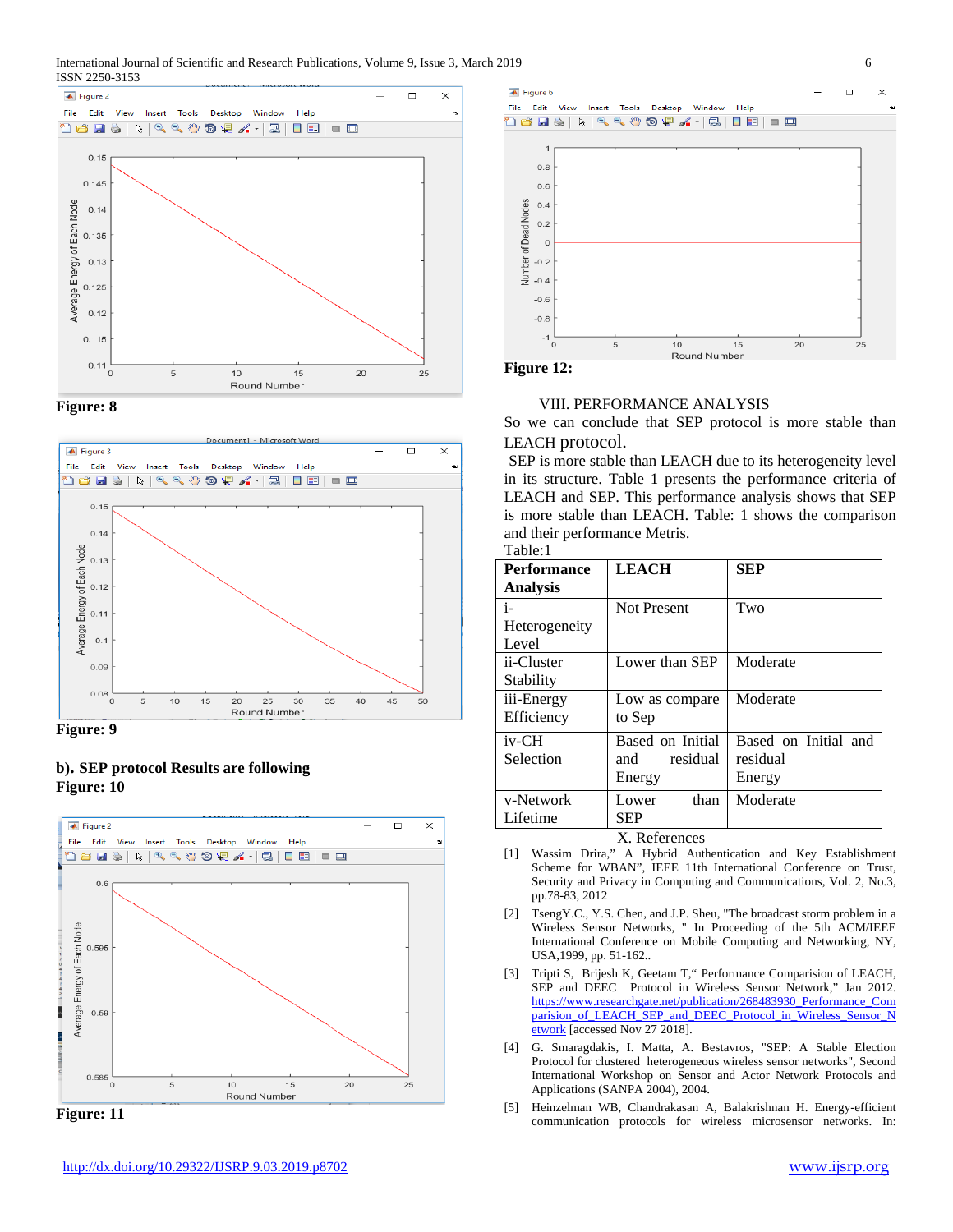Figure: 8

Figure: 9

**b). SEP protocol Results are following**

**Figure: 10**

Figure: 11

Figure 12:

VIII. PERFORMANCE ANALYSIS

So we can conclude that SEP protocol is more stable than LEACH protocol.

SEP is more stable than LEACH due to its heterogeneity level in its structure. Table 1 presents the performance criteria of LEACH and SEP. This performance analysis shows that SEP is more stable than LEACH. Table: 1 shows the comparison and their performance Metris.

Table:1

| **Performance Analysis** | **LEACH** | **SEP** |
|---|---|---|
| i-Heterogeneity Level | Not Present | Two |
| ii-Cluster Stability | Lower than SEP | Moderate |
| iii-Energy Efficiency | Low as compare to Sep | Moderate |
| iv-CH Selection | Based on Initial and residual Energy | Based on Initial and residual Energy |
| v-Network Lifetime | Lower than SEP | Moderate |

X. References

[1] Wassim Drira," A Hybrid Authentication and Key Establishment Scheme for WBAN", IEEE 11th International Conference on Trust, Security and Privacy in Computing and Communications, Vol. 2, No.3, pp.78-83, 2012

[2] TsengY.C., Y.S. Chen, and J.P. Sheu, "The broadcast storm problem in a Wireless Sensor Networks, " In Proceeding of the 5th ACM/IEEE International Conference on Mobile Computing and Networking, NY, USA,1999, pp. 51-162..

[3] Tripti S, Brijesh K, Geetam T," Performance Comparision of LEACH, SEP and DEEC Protocol in Wireless Sensor Network," Jan 2012. https://www.researchgate.net/publication/268483930_Performance_Comparision_of_LEACH_SEP_and_DEEC_Protocol_in_Wireless_Sensor_Network [accessed Nov 27 2018].

[4] G. Smaragdakis, I. Matta, A. Bestavros, "SEP: A Stable Election Protocol for clustered heterogeneous wireless sensor networks", Second International Workshop on Sensor and Actor Network Protocols and Applications (SANPA 2004), 2004.

[5] Heinzelman WB, Chandrakasan A, Balakrishnan H. Energy-efficient communication protocols for wireless microsensor networks. In: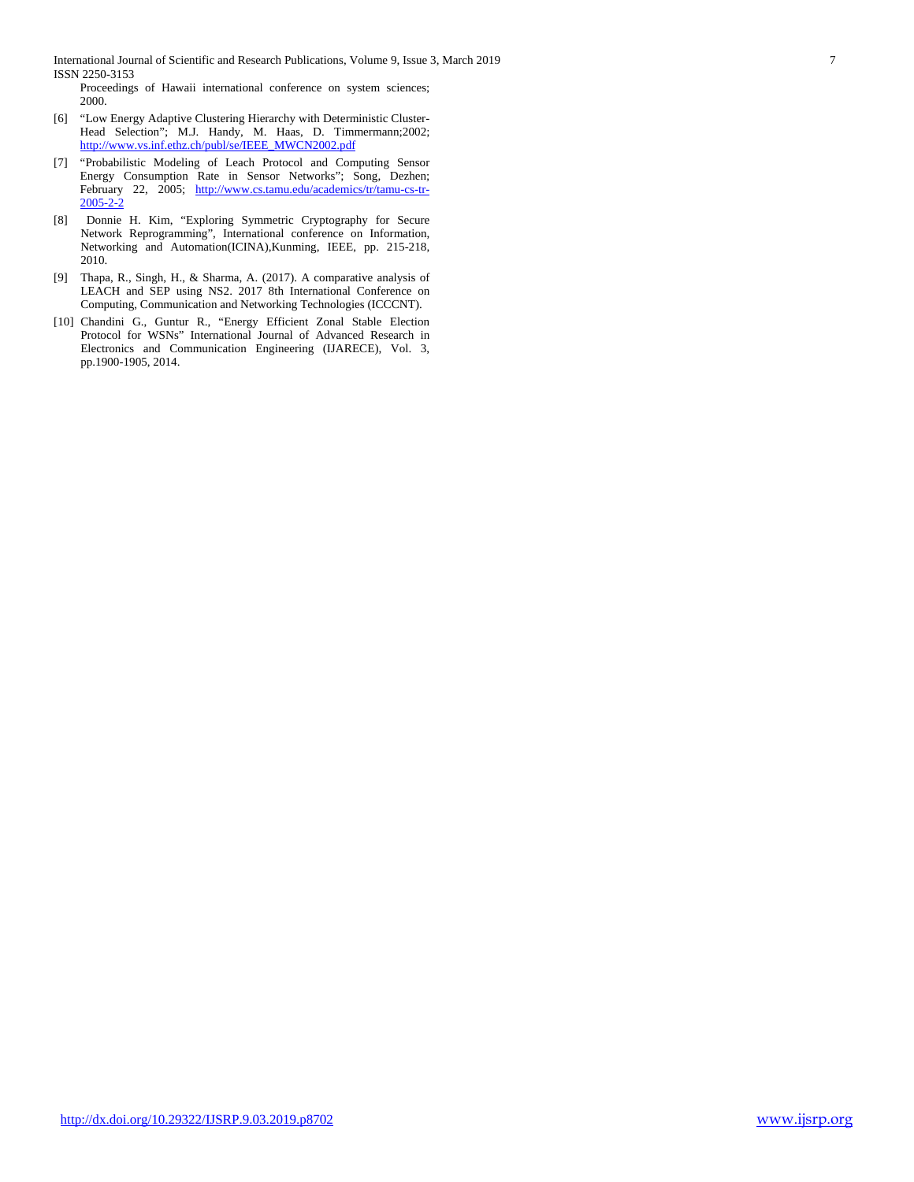Proceedings of Hawaii international conference on system sciences; 2000.

[6] "Low Energy Adaptive Clustering Hierarchy with Deterministic Cluster-Head Selection"; M.J. Handy, M. Haas, D. Timmermann;2002; http://www.vs.inf.ethz.ch/publ/se/IEEE_MWCN2002.pdf

[7] "Probabilistic Modeling of Leach Protocol and Computing Sensor Energy Consumption Rate in Sensor Networks"; Song, Dezhen; February 22, 2005; http://www.cs.tamu.edu/academics/tr/tamu-cs-tr-2005-2-2

[8] Donnie H. Kim, "Exploring Symmetric Cryptography for Secure Network Reprogramming", International conference on Information, Networking and Automation(ICINA),Kunming, IEEE, pp. 215-218, 2010.

[9] Thapa, R., Singh, H., & Sharma, A. (2017). A comparative analysis of LEACH and SEP using NS2. 2017 8th International Conference on Computing, Communication and Networking Technologies (ICCCNT).

[10] Chandini G., Guntur R., "Energy Efficient Zonal Stable Election Protocol for WSNs" International Journal of Advanced Research in Electronics and Communication Engineering (IJARECE), Vol. 3, pp.1900-1905, 2014.